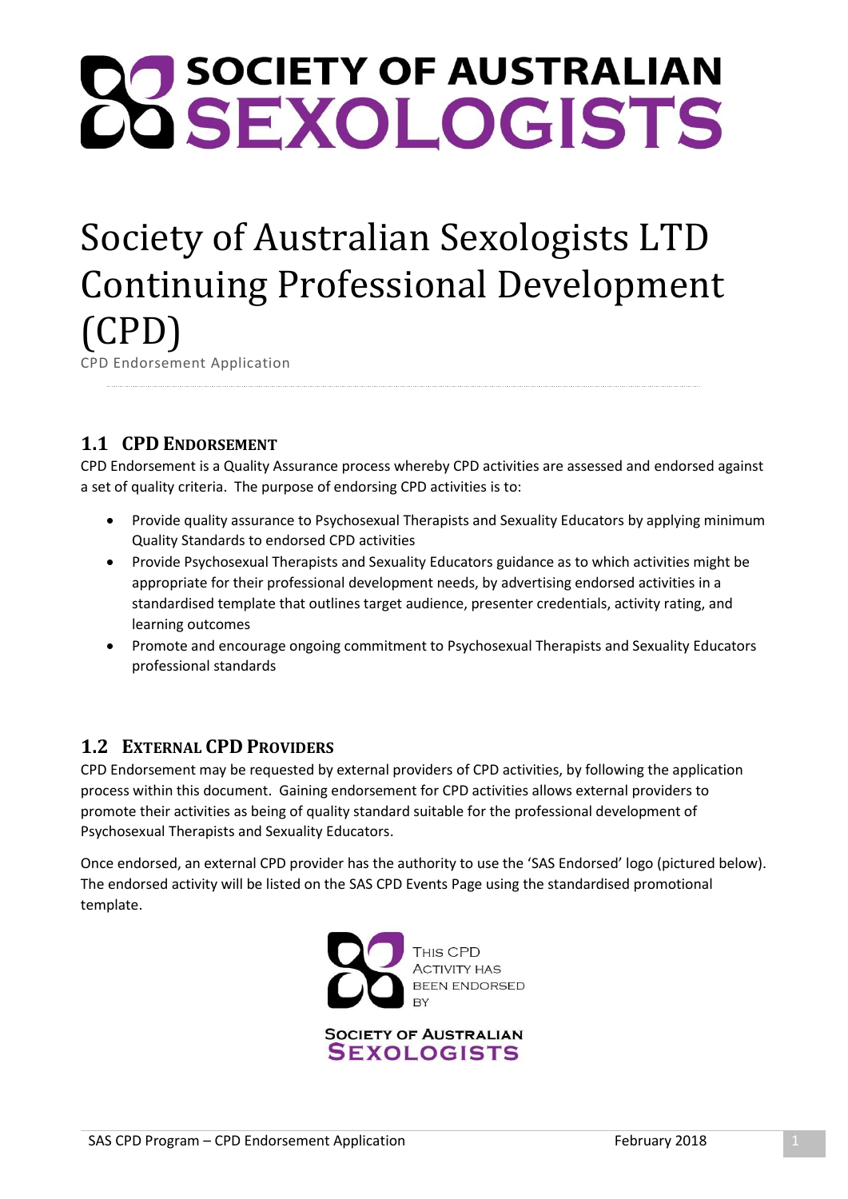# Society of Australian Sexologists LTD Continuing Professional Development (CPD)

CPD Endorsement Application

## 1.1 CPD Endorsement

CPD Endorsement is a Quality Assurance process whereby CPD activities are assessed and endorsed against a set of quality criteria. The purpose of endorsing CPD activities is to:

- Provide quality assurance to Psychosexual Therapists and Sexuality Educators by applying minimum Quality Standards to endorsed CPD activities
- Provide Psychosexual Therapists and Sexuality Educators guidance as to which activities might be appropriate for their professional development needs, by advertising endorsed activities in a standardised template that outlines target audience, presenter credentials, activity rating, and learning outcomes
- Promote and encourage ongoing commitment to Psychosexual Therapists and Sexuality Educators professional standards

## 1.2 External CPD Providers

CPD Endorsement may be requested by external providers of CPD activities, by following the application process within this document. Gaining endorsement for CPD activities allows external providers to promote their activities as being of quality standard suitable for the professional development of Psychosexual Therapists and Sexuality Educators.

Once endorsed, an external CPD provider has the authority to use the 'SAS Endorsed' logo (pictured below). The endorsed activity will be listed on the SAS CPD Events Page using the standardised promotional template.

This CPD Activity has been endorsed by Society of Australian Sexologists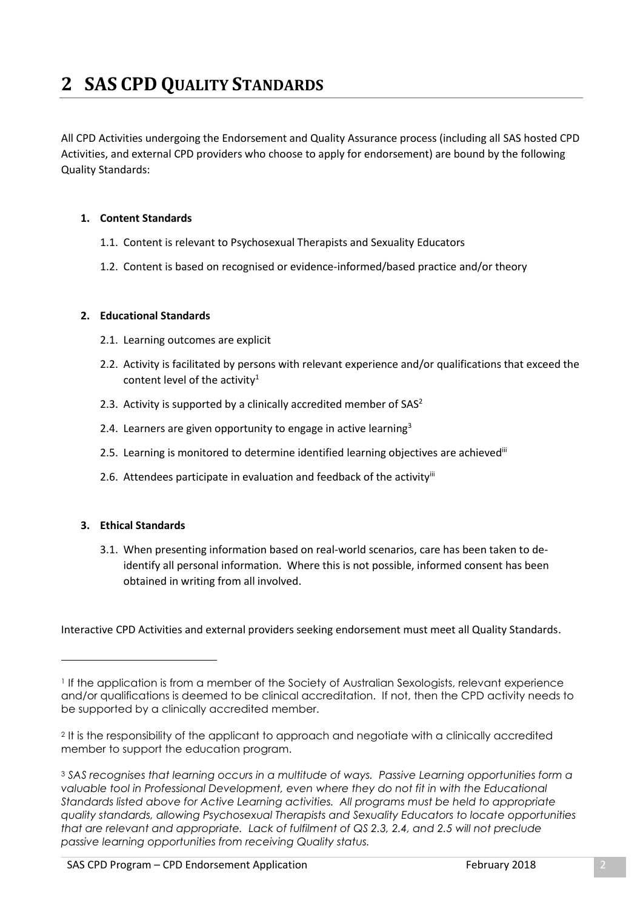# 2 SAS CPD QUALITY STANDARDS

All CPD Activities undergoing the Endorsement and Quality Assurance process (including all SAS hosted CPD Activities, and external CPD providers who choose to apply for endorsement) are bound by the following Quality Standards:

1. **Content Standards**
   1.1. Content is relevant to Psychosexual Therapists and Sexuality Educators
   1.2. Content is based on recognised or evidence-informed/based practice and/or theory

2. **Educational Standards**
   2.1. Learning outcomes are explicit
   2.2. Activity is facilitated by persons with relevant experience and/or qualifications that exceed the content level of the activity[1]
   2.3. Activity is supported by a clinically accredited member of SAS[2]
   2.4. Learners are given opportunity to engage in active learning[3]
   2.5. Learning is monitored to determine identified learning objectives are achieved[iii]
   2.6. Attendees participate in evaluation and feedback of the activity[iii]

3. **Ethical Standards**
   3.1. When presenting information based on real-world scenarios, care has been taken to de-identify all personal information. Where this is not possible, informed consent has been obtained in writing from all involved.

Interactive CPD Activities and external providers seeking endorsement must meet all Quality Standards.

---

[1] If the application is from a member of the Society of Australian Sexologists, relevant experience and/or qualifications is deemed to be clinical accreditation. If not, then the CPD activity needs to be supported by a clinically accredited member.

[2] It is the responsibility of the applicant to approach and negotiate with a clinically accredited member to support the education program.

[3] *SAS recognises that learning occurs in a multitude of ways. Passive Learning opportunities form a valuable tool in Professional Development, even where they do not fit in with the Educational Standards listed above for Active Learning activities. All programs must be held to appropriate quality standards, allowing Psychosexual Therapists and Sexuality Educators to locate opportunities that are relevant and appropriate. Lack of fulfilment of QS 2.3, 2.4, and 2.5 will not preclude passive learning opportunities from receiving Quality status.*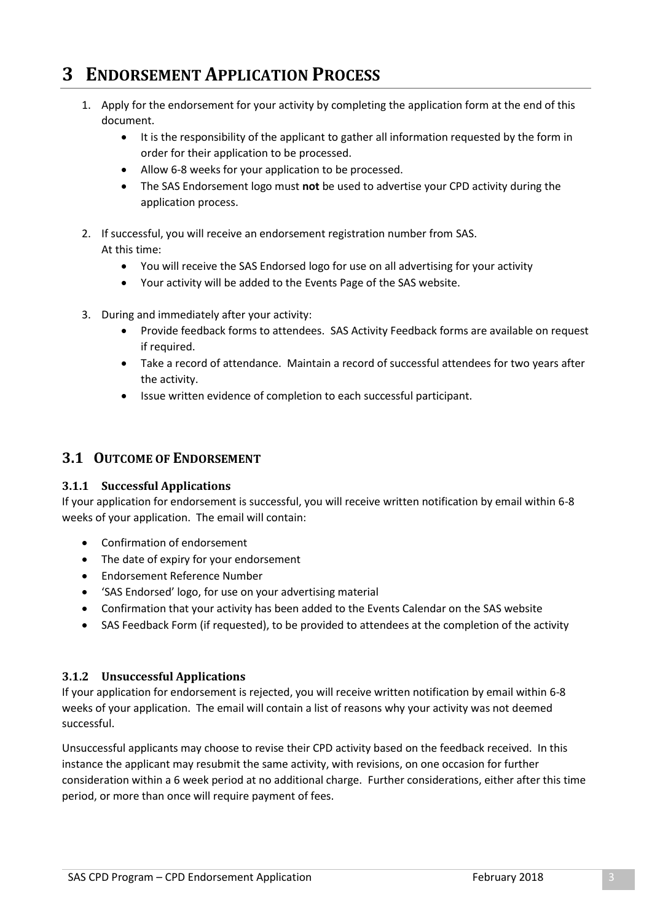# 3 ENDORSEMENT APPLICATION PROCESS

1. Apply for the endorsement for your activity by completing the application form at the end of this document.
   - It is the responsibility of the applicant to gather all information requested by the form in order for their application to be processed.
   - Allow 6-8 weeks for your application to be processed.
   - The SAS Endorsement logo must **not** be used to advertise your CPD activity during the application process.

2. If successful, you will receive an endorsement registration number from SAS.
   At this time:
   - You will receive the SAS Endorsed logo for use on all advertising for your activity
   - Your activity will be added to the Events Page of the SAS website.

3. During and immediately after your activity:
   - Provide feedback forms to attendees. SAS Activity Feedback forms are available on request if required.
   - Take a record of attendance. Maintain a record of successful attendees for two years after the activity.
   - Issue written evidence of completion to each successful participant.

## 3.1 OUTCOME OF ENDORSEMENT

### 3.1.1 Successful Applications

If your application for endorsement is successful, you will receive written notification by email within 6-8 weeks of your application. The email will contain:

- Confirmation of endorsement
- The date of expiry for your endorsement
- Endorsement Reference Number
- 'SAS Endorsed' logo, for use on your advertising material
- Confirmation that your activity has been added to the Events Calendar on the SAS website
- SAS Feedback Form (if requested), to be provided to attendees at the completion of the activity

### 3.1.2 Unsuccessful Applications

If your application for endorsement is rejected, you will receive written notification by email within 6-8 weeks of your application. The email will contain a list of reasons why your activity was not deemed successful.

Unsuccessful applicants may choose to revise their CPD activity based on the feedback received. In this instance the applicant may resubmit the same activity, with revisions, on one occasion for further consideration within a 6 week period at no additional charge. Further considerations, either after this time period, or more than once will require payment of fees.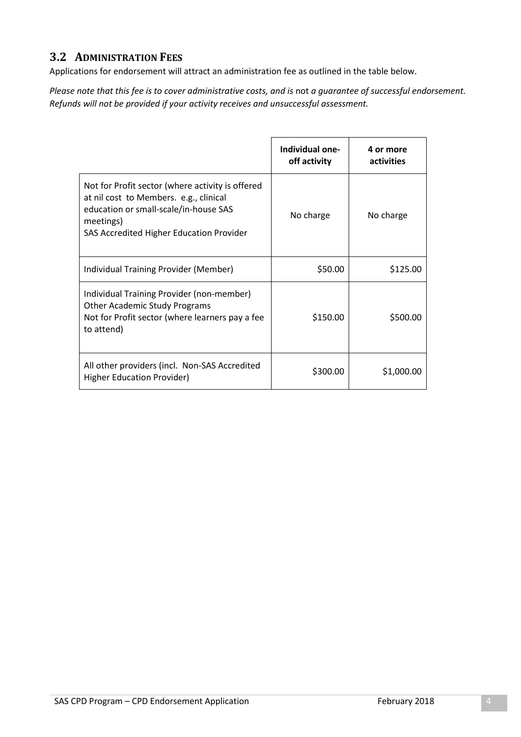## 3.2 Administration Fees

Applications for endorsement will attract an administration fee as outlined in the table below.

*Please note that this fee is to cover administrative costs, and is* not *a guarantee of successful endorsement. Refunds will not be provided if your activity receives and unsuccessful assessment.*

| | **Individual one-off activity** | **4 or more activities** |
|---|---|---|
| Not for Profit sector (where activity is offered at nil cost to Members. e.g., clinical education or small-scale/in-house SAS meetings)<br>SAS Accredited Higher Education Provider | No charge | No charge |
| Individual Training Provider (Member) | \$50.00 | \$125.00 |
| Individual Training Provider (non-member)<br>Other Academic Study Programs<br>Not for Profit sector (where learners pay a fee to attend) | \$150.00 | \$500.00 |
| All other providers (incl. Non-SAS Accredited Higher Education Provider) | \$300.00 | \$1,000.00 |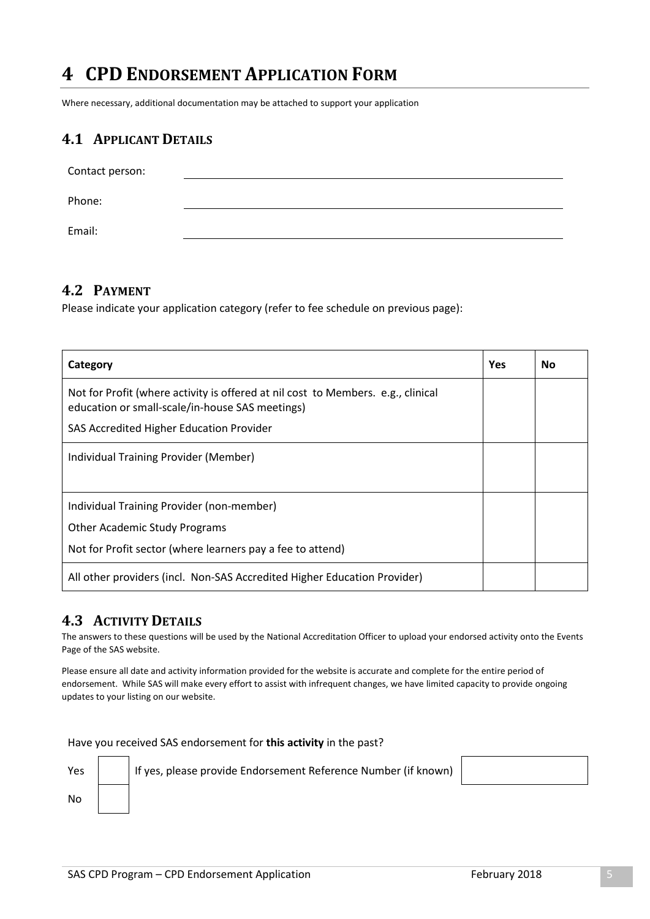# 4 CPD Endorsement Application Form

Where necessary, additional documentation may be attached to support your application

## 4.1 Applicant Details

Contact person: ______________________________

Phone: ______________________________

Email: ______________________________

## 4.2 Payment

Please indicate your application category (refer to fee schedule on previous page):

| Category | Yes | No |
|---|---|---|
| Not for Profit (where activity is offered at nil cost to Members. e.g., clinical education or small-scale/in-house SAS meetings)<br>SAS Accredited Higher Education Provider | | |
| Individual Training Provider (Member) | | |
| Individual Training Provider (non-member)<br>Other Academic Study Programs<br>Not for Profit sector (where learners pay a fee to attend) | | |
| All other providers (incl. Non-SAS Accredited Higher Education Provider) | | |

## 4.3 Activity Details

The answers to these questions will be used by the National Accreditation Officer to upload your endorsed activity onto the Events Page of the SAS website.

Please ensure all date and activity information provided for the website is accurate and complete for the entire period of endorsement. While SAS will make every effort to assist with infrequent changes, we have limited capacity to provide ongoing updates to your listing on our website.

Have you received SAS endorsement for **this activity** in the past?

Yes ☐ If yes, please provide Endorsement Reference Number (if known) ______________

No ☐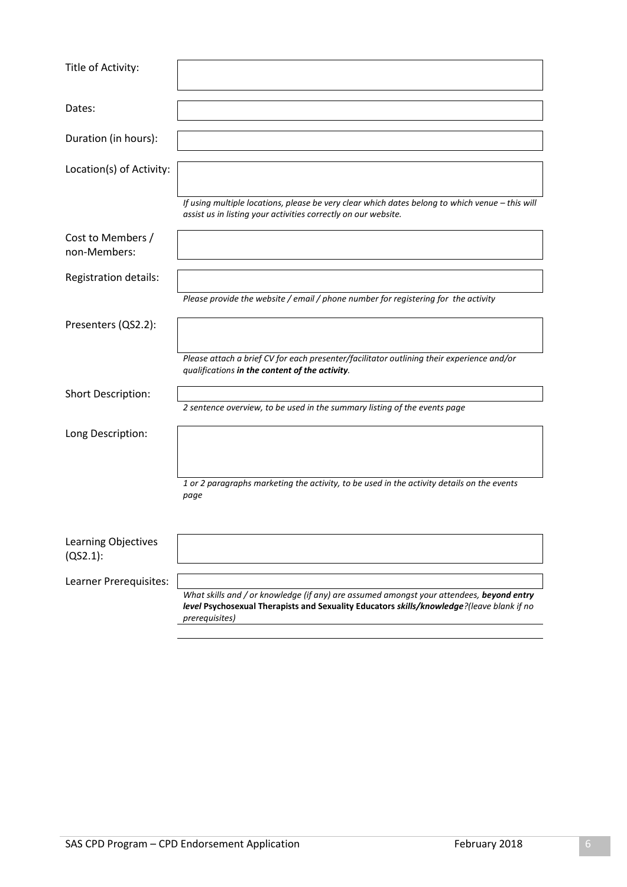| | |
|---|---|
| Title of Activity: | |
| Dates: | |
| Duration (in hours): | |
| Location(s) of Activity: | *If using multiple locations, please be very clear which dates belong to which venue – this will assist us in listing your activities correctly on our website.* |
| Cost to Members / non-Members: | |
| Registration details: | *Please provide the website / email / phone number for registering for the activity* |
| Presenters (QS2.2): | *Please attach a brief CV for each presenter/facilitator outlining their experience and/or qualifications **in the content of the activity**.* |
| Short Description: | *2 sentence overview, to be used in the summary listing of the events page* |
| Long Description: | *1 or 2 paragraphs marketing the activity, to be used in the activity details on the events page* |
| Learning Objectives (QS2.1): | |
| Learner Prerequisites: | *What skills and / or knowledge (if any) are assumed amongst your attendees, **beyond entry level** **Psychosexual Therapists and Sexuality Educators** **skills/knowledge**?(leave blank if no prerequisites)* |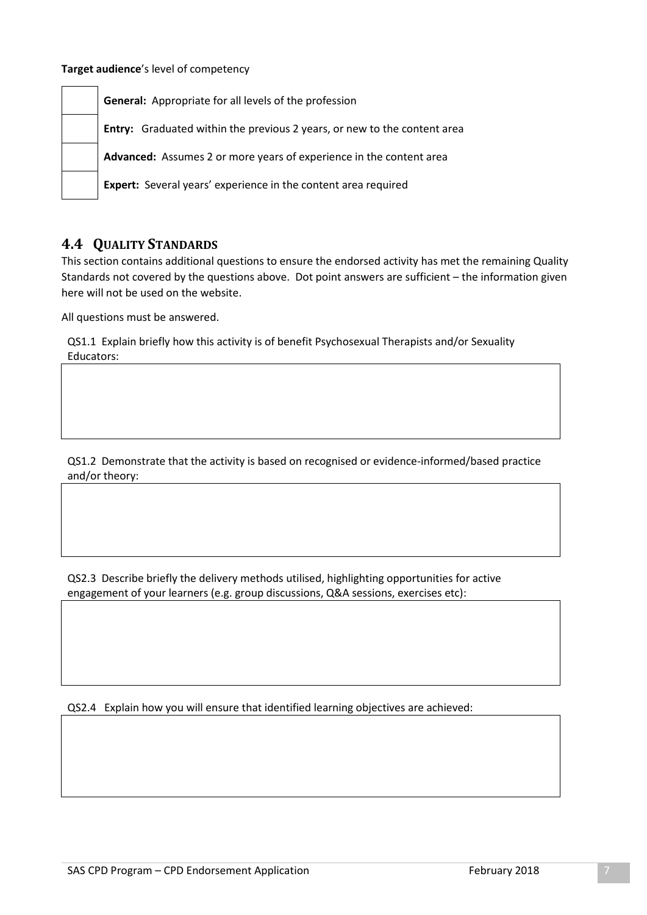**Target audience**'s level of competency

| | |
|---|---|
| | **General:** Appropriate for all levels of the profession |
| | **Entry:** Graduated within the previous 2 years, or new to the content area |
| | **Advanced:** Assumes 2 or more years of experience in the content area |
| | **Expert:** Several years' experience in the content area required |

## 4.4 QUALITY STANDARDS

This section contains additional questions to ensure the endorsed activity has met the remaining Quality Standards not covered by the questions above. Dot point answers are sufficient – the information given here will not be used on the website.

All questions must be answered.

QS1.1 Explain briefly how this activity is of benefit Psychosexual Therapists and/or Sexuality Educators:

| |
|---|
| |

QS1.2 Demonstrate that the activity is based on recognised or evidence-informed/based practice and/or theory:

| |
|---|
| |

QS2.3 Describe briefly the delivery methods utilised, highlighting opportunities for active engagement of your learners (e.g. group discussions, Q&A sessions, exercises etc):

| |
|---|
| |

QS2.4 Explain how you will ensure that identified learning objectives are achieved:

| |
|---|
| |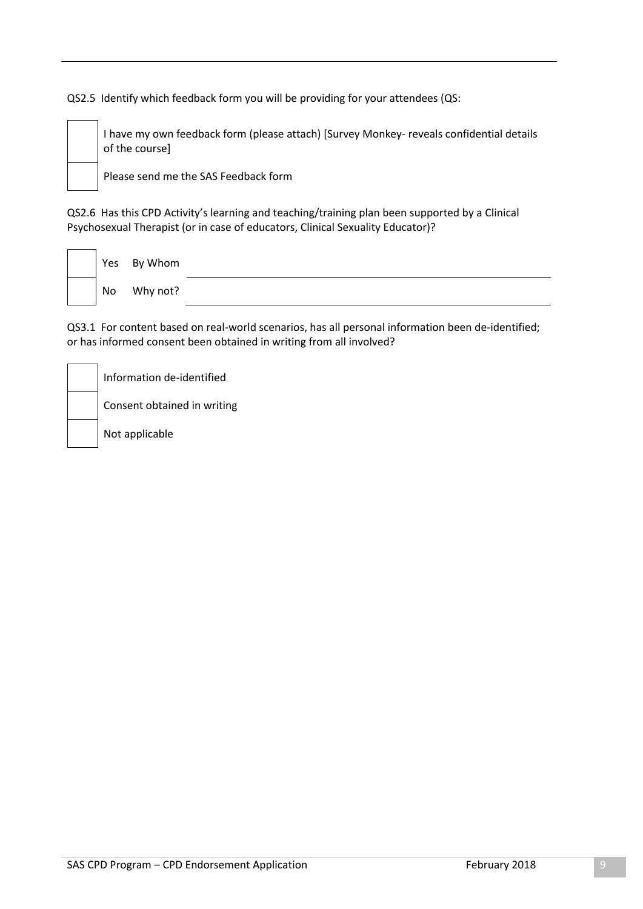QS2.5 Identify which feedback form you will be providing for your attendees (QS:

- [ ] I have my own feedback form (please attach) [Survey Monkey- reveals confidential details of the course]
- [ ] Please send me the SAS Feedback form

QS2.6 Has this CPD Activity's learning and teaching/training plan been supported by a Clinical Psychosexual Therapist (or in case of educators, Clinical Sexuality Educator)?

- [ ] Yes By Whom \_\_\_\_\_\_\_\_\_\_\_\_\_\_\_\_\_\_\_\_\_\_\_\_\_\_\_\_\_\_\_\_\_\_\_\_\_\_\_\_
- [ ] No Why not? \_\_\_\_\_\_\_\_\_\_\_\_\_\_\_\_\_\_\_\_\_\_\_\_\_\_\_\_\_\_\_\_\_\_\_\_\_\_\_\_

QS3.1 For content based on real-world scenarios, has all personal information been de-identified; or has informed consent been obtained in writing from all involved?

- [ ] Information de-identified
- [ ] Consent obtained in writing
- [ ] Not applicable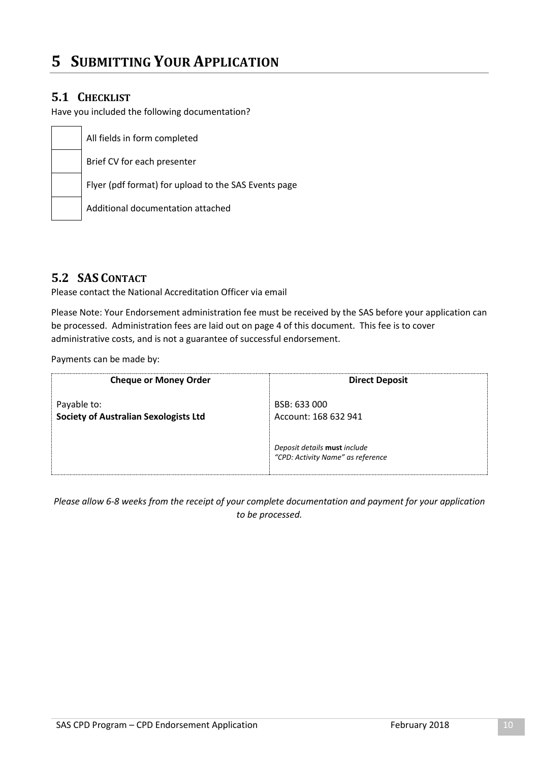# 5 Submitting Your Application

## 5.1 Checklist

Have you included the following documentation?

| | |
|---|---|
| | All fields in form completed |
| | Brief CV for each presenter |
| | Flyer (pdf format) for upload to the SAS Events page |
| | Additional documentation attached |

## 5.2 SAS Contact

Please contact the National Accreditation Officer via email

Please Note: Your Endorsement administration fee must be received by the SAS before your application can be processed. Administration fees are laid out on page 4 of this document. This fee is to cover administrative costs, and is not a guarantee of successful endorsement.

Payments can be made by:

| Cheque or Money Order | Direct Deposit |
|---|---|
| Payable to:<br>**Society of Australian Sexologists Ltd** | BSB: 633 000<br>Account: 168 632 941<br><br>*Deposit details* ***must*** *include*<br>*"CPD: Activity Name" as reference* |

*Please allow 6-8 weeks from the receipt of your complete documentation and payment for your application to be processed.*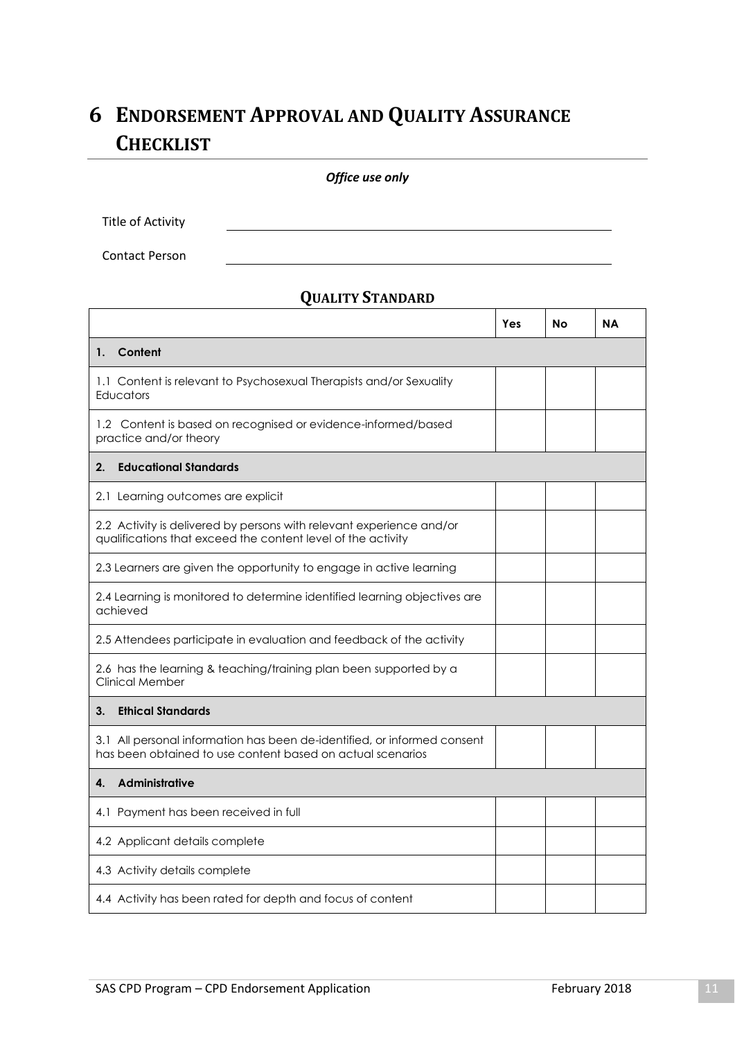# 6 Endorsement Approval and Quality Assurance Checklist

***Office use only***

Title of Activity \_\_\_\_\_\_\_\_\_\_\_\_\_\_\_\_\_\_\_\_\_\_\_\_\_\_\_\_\_\_\_\_\_\_\_\_\_\_\_\_

Contact Person \_\_\_\_\_\_\_\_\_\_\_\_\_\_\_\_\_\_\_\_\_\_\_\_\_\_\_\_\_\_\_\_\_\_\_\_\_\_\_\_

## Quality Standard

| | Yes | No | NA |
|---|---|---|---|
| **1. Content** | | | |
| 1.1 Content is relevant to Psychosexual Therapists and/or Sexuality Educators | | | |
| 1.2 Content is based on recognised or evidence-informed/based practice and/or theory | | | |
| **2. Educational Standards** | | | |
| 2.1 Learning outcomes are explicit | | | |
| 2.2 Activity is delivered by persons with relevant experience and/or qualifications that exceed the content level of the activity | | | |
| 2.3 Learners are given the opportunity to engage in active learning | | | |
| 2.4 Learning is monitored to determine identified learning objectives are achieved | | | |
| 2.5 Attendees participate in evaluation and feedback of the activity | | | |
| 2.6 has the learning & teaching/training plan been supported by a Clinical Member | | | |
| **3. Ethical Standards** | | | |
| 3.1 All personal information has been de-identified, or informed consent has been obtained to use content based on actual scenarios | | | |
| **4. Administrative** | | | |
| 4.1 Payment has been received in full | | | |
| 4.2 Applicant details complete | | | |
| 4.3 Activity details complete | | | |
| 4.4 Activity has been rated for depth and focus of content | | | |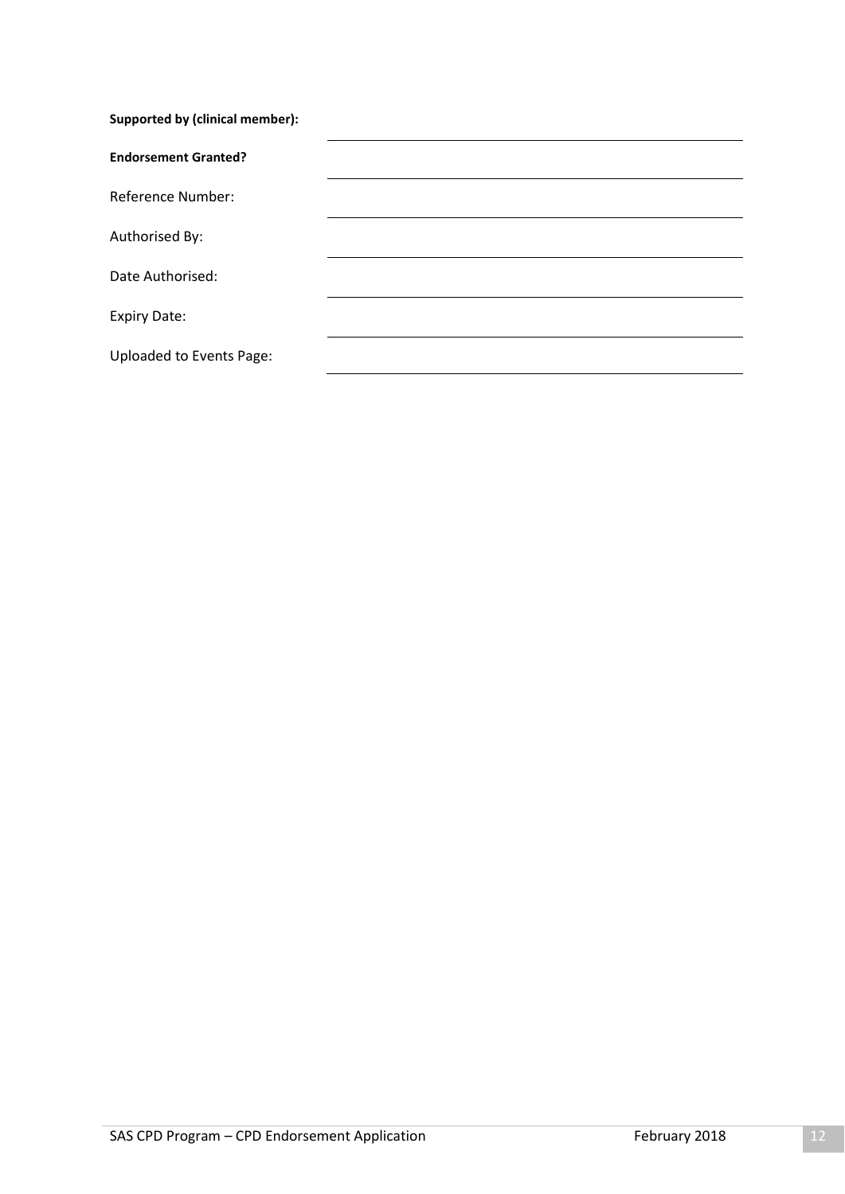**Supported by (clinical member):** \_\_\_\_\_\_\_\_\_\_\_\_\_\_\_\_\_\_\_\_\_\_\_\_\_\_\_\_\_\_

**Endorsement Granted?** \_\_\_\_\_\_\_\_\_\_\_\_\_\_\_\_\_\_\_\_\_\_\_\_\_\_\_\_\_\_

Reference Number: \_\_\_\_\_\_\_\_\_\_\_\_\_\_\_\_\_\_\_\_\_\_\_\_\_\_\_\_\_\_

Authorised By: \_\_\_\_\_\_\_\_\_\_\_\_\_\_\_\_\_\_\_\_\_\_\_\_\_\_\_\_\_\_

Date Authorised: \_\_\_\_\_\_\_\_\_\_\_\_\_\_\_\_\_\_\_\_\_\_\_\_\_\_\_\_\_\_

Expiry Date: \_\_\_\_\_\_\_\_\_\_\_\_\_\_\_\_\_\_\_\_\_\_\_\_\_\_\_\_\_\_

Uploaded to Events Page: \_\_\_\_\_\_\_\_\_\_\_\_\_\_\_\_\_\_\_\_\_\_\_\_\_\_\_\_\_\_